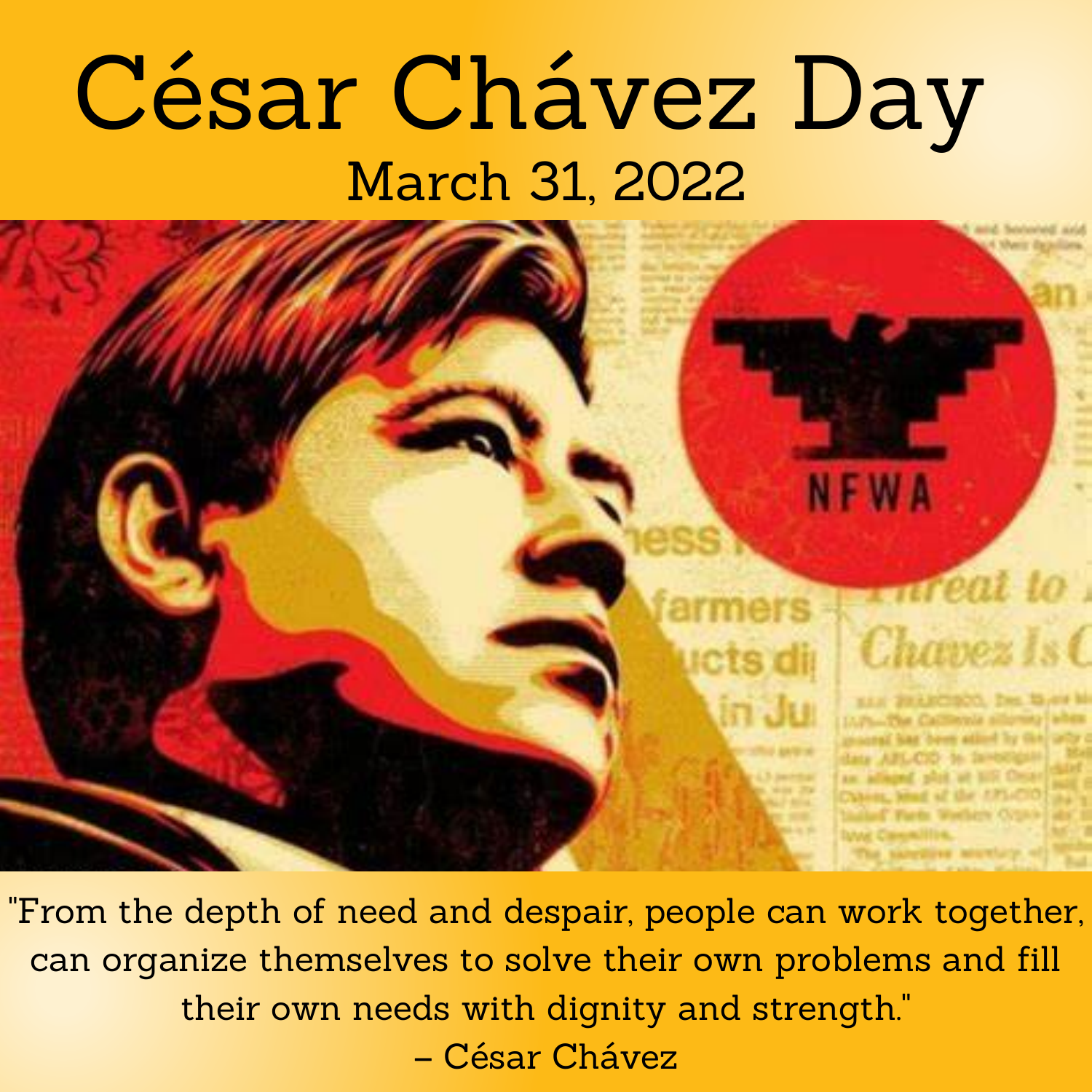# César Chávez Day

## March 31, 2022

"From the depth of need and despair, people can work together, can organize themselves to solve their own problems and fill their own needs with dignity and strength."

– César Chávez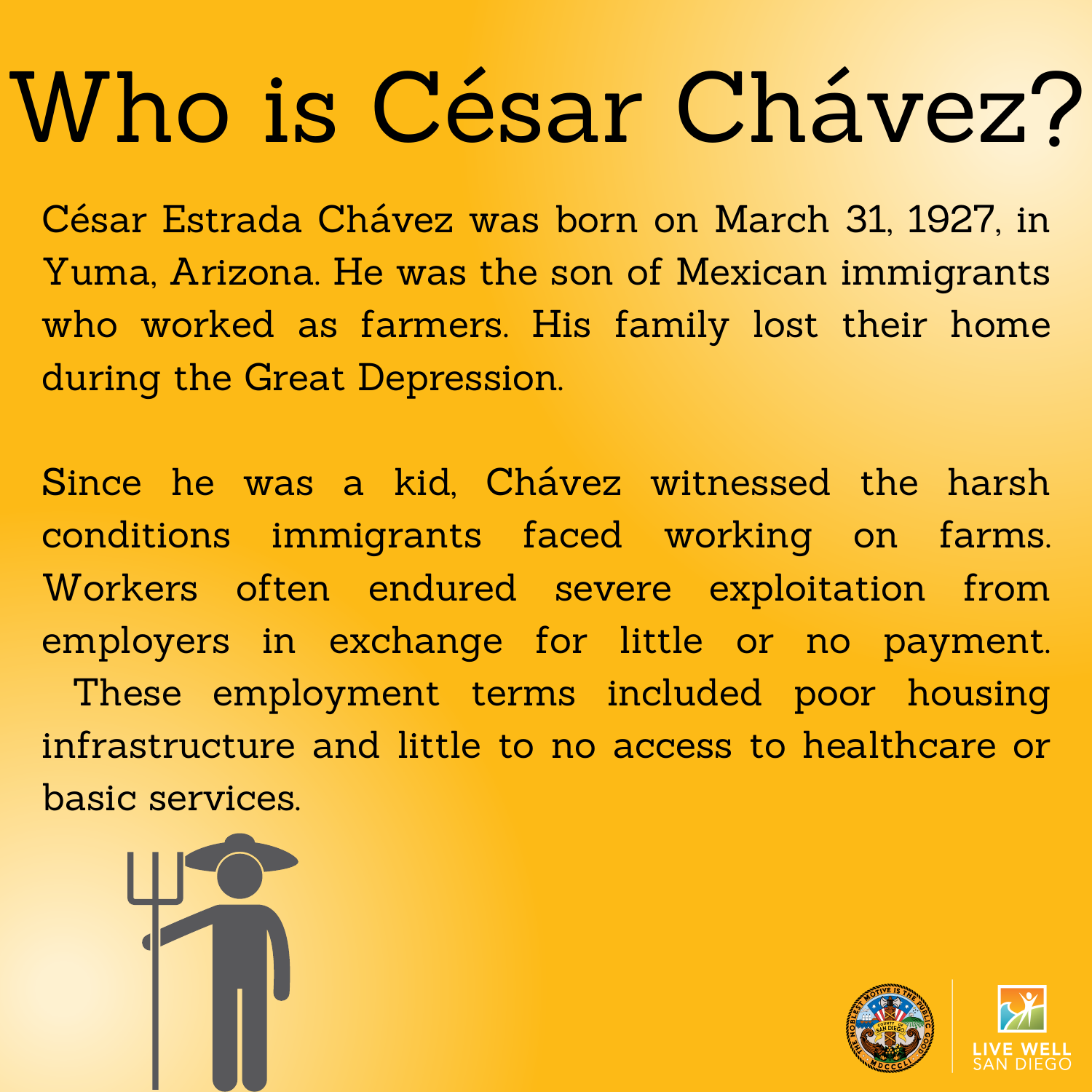# Who is César Chávez?

César Estrada Chávez was born on March 31, 1927, in Yuma, Arizona. He was the son of Mexican immigrants who worked as farmers. His family lost their home during the Great Depression.

Since he was a kid, Chávez witnessed the harsh conditions immigrants faced working on farms. Workers often endured severe exploitation from employers in exchange for little or no payment. These employment terms included poor housing infrastructure and little to no access to healthcare or basic services.

LIVE WELL SAN DIEGO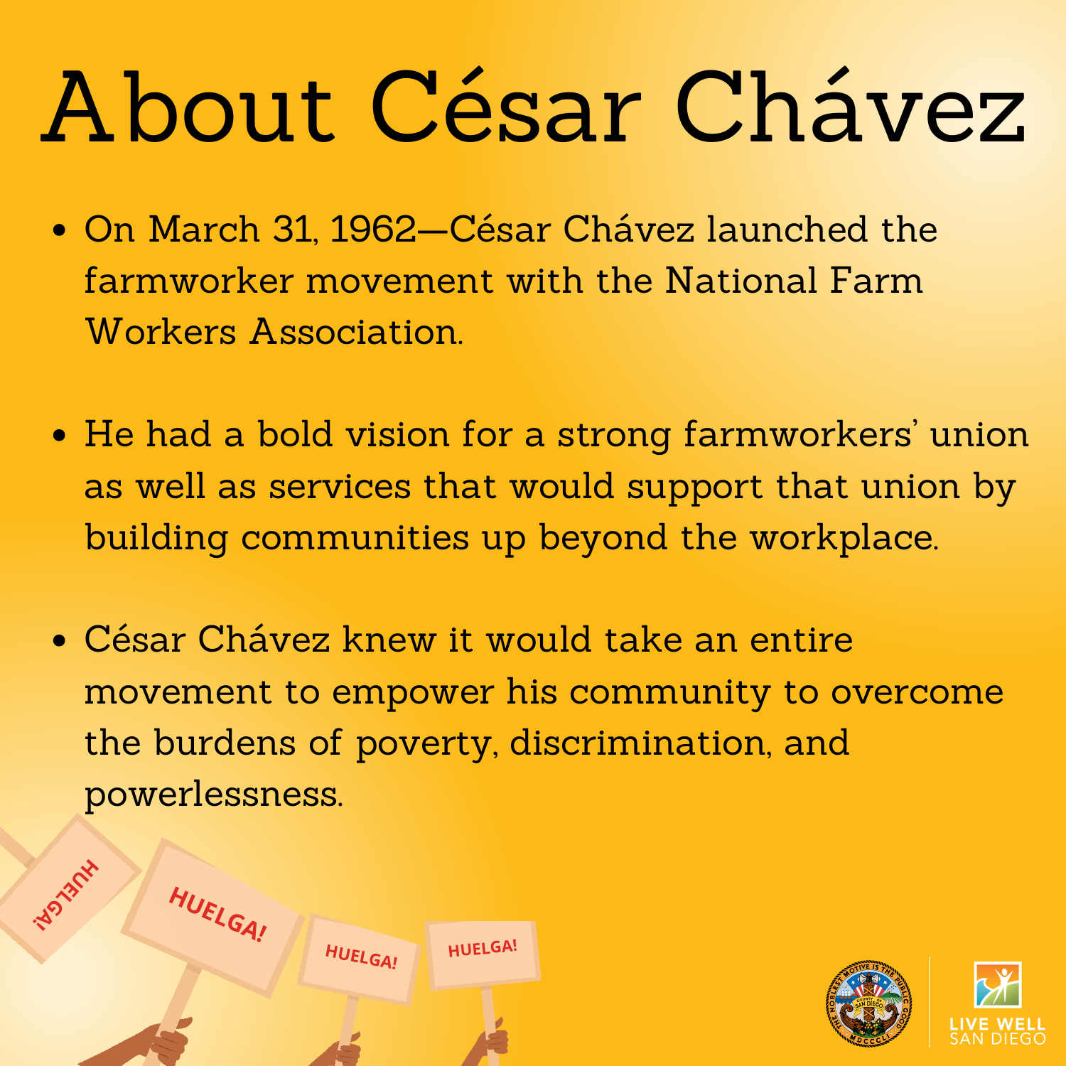# About César Chávez

- On March 31, 1962—César Chávez launched the farmworker movement with the National Farm Workers Association.
- He had a bold vision for a strong farmworkers' union as well as services that would support that union by building communities up beyond the workplace.
- César Chávez knew it would take an entire movement to empower his community to overcome the burdens of poverty, discrimination, and powerlessness.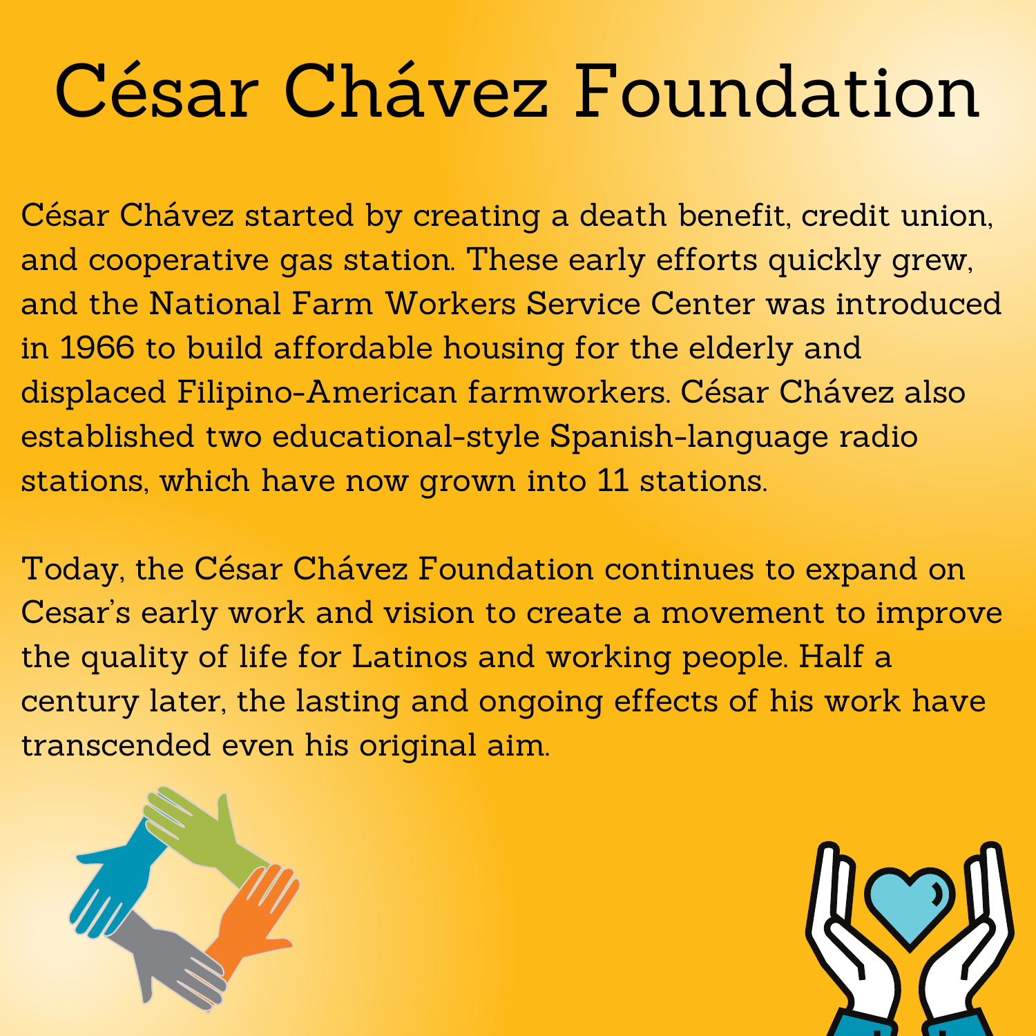# César Chávez Foundation

César Chávez started by creating a death benefit, credit union, and cooperative gas station. These early efforts quickly grew, and the National Farm Workers Service Center was introduced in 1966 to build affordable housing for the elderly and displaced Filipino-American farmworkers. César Chávez also established two educational-style Spanish-language radio stations, which have now grown into 11 stations.

Today, the César Chávez Foundation continues to expand on Cesar's early work and vision to create a movement to improve the quality of life for Latinos and working people. Half a century later, the lasting and ongoing effects of his work have transcended even his original aim.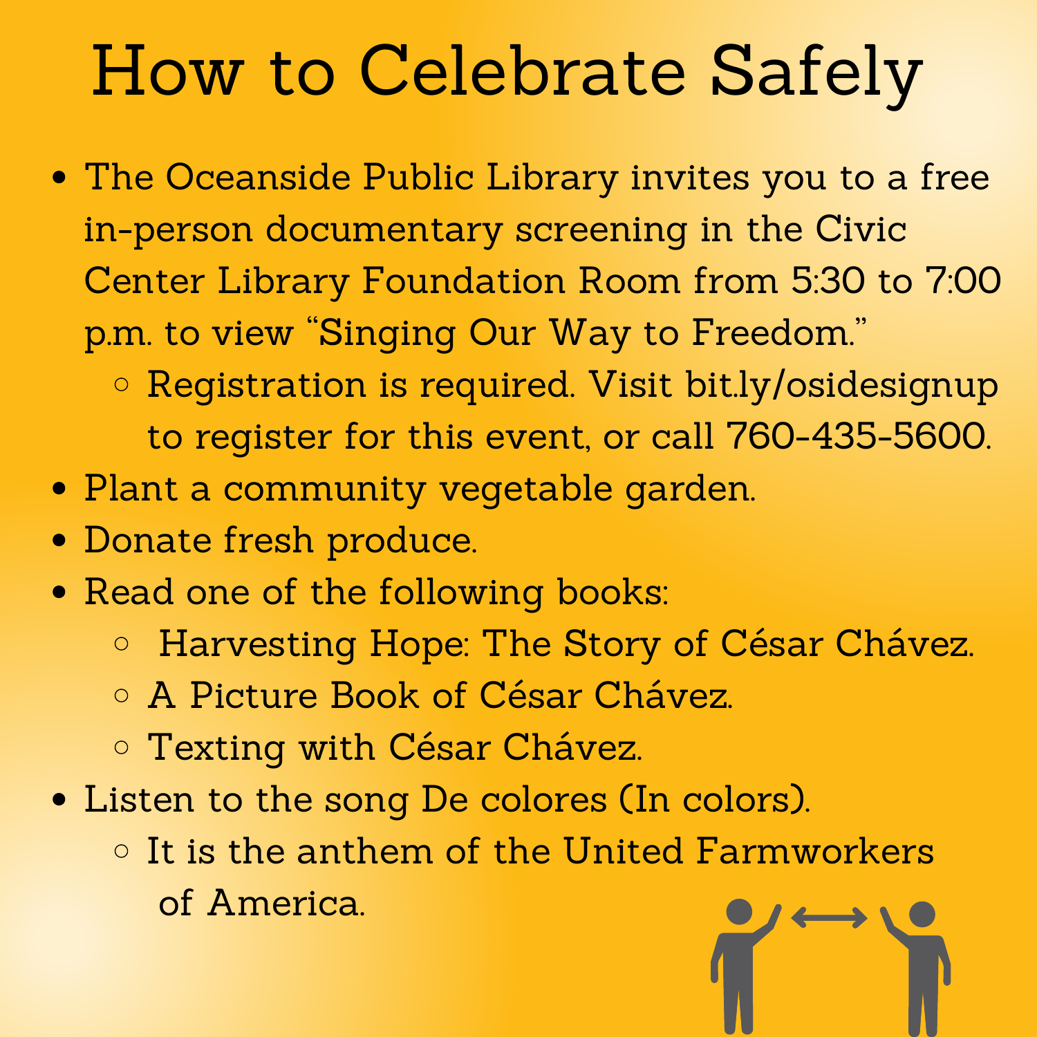# How to Celebrate Safely

- The Oceanside Public Library invites you to a free in-person documentary screening in the Civic Center Library Foundation Room from 5:30 to 7:00 p.m. to view “Singing Our Way to Freedom.”
  - Registration is required. Visit bit.ly/osidesignup to register for this event, or call 760-435-5600.
- Plant a community vegetable garden.
- Donate fresh produce.
- Read one of the following books:
  - Harvesting Hope: The Story of César Chávez.
  - A Picture Book of César Chávez.
  - Texting with César Chávez.
- Listen to the song De colores (In colors).
  - It is the anthem of the United Farmworkers of America.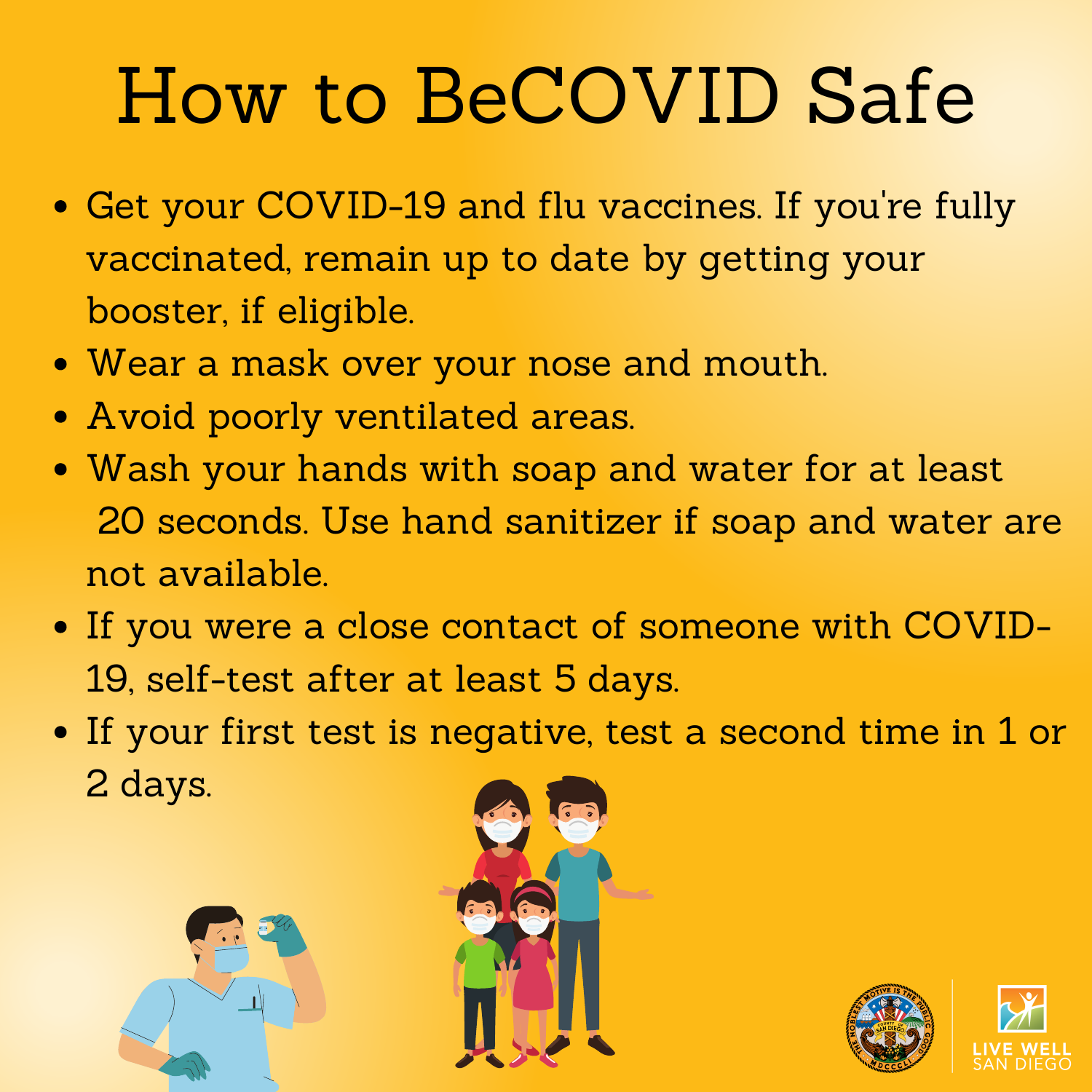# How to BeCOVID Safe

- Get your COVID-19 and flu vaccines. If you're fully vaccinated, remain up to date by getting your booster, if eligible.
- Wear a mask over your nose and mouth.
- Avoid poorly ventilated areas.
- Wash your hands with soap and water for at least 20 seconds. Use hand sanitizer if soap and water are not available.
- If you were a close contact of someone with COVID-19, self-test after at least 5 days.
- If your first test is negative, test a second time in 1 or 2 days.

LIVE WELL SAN DIEGO